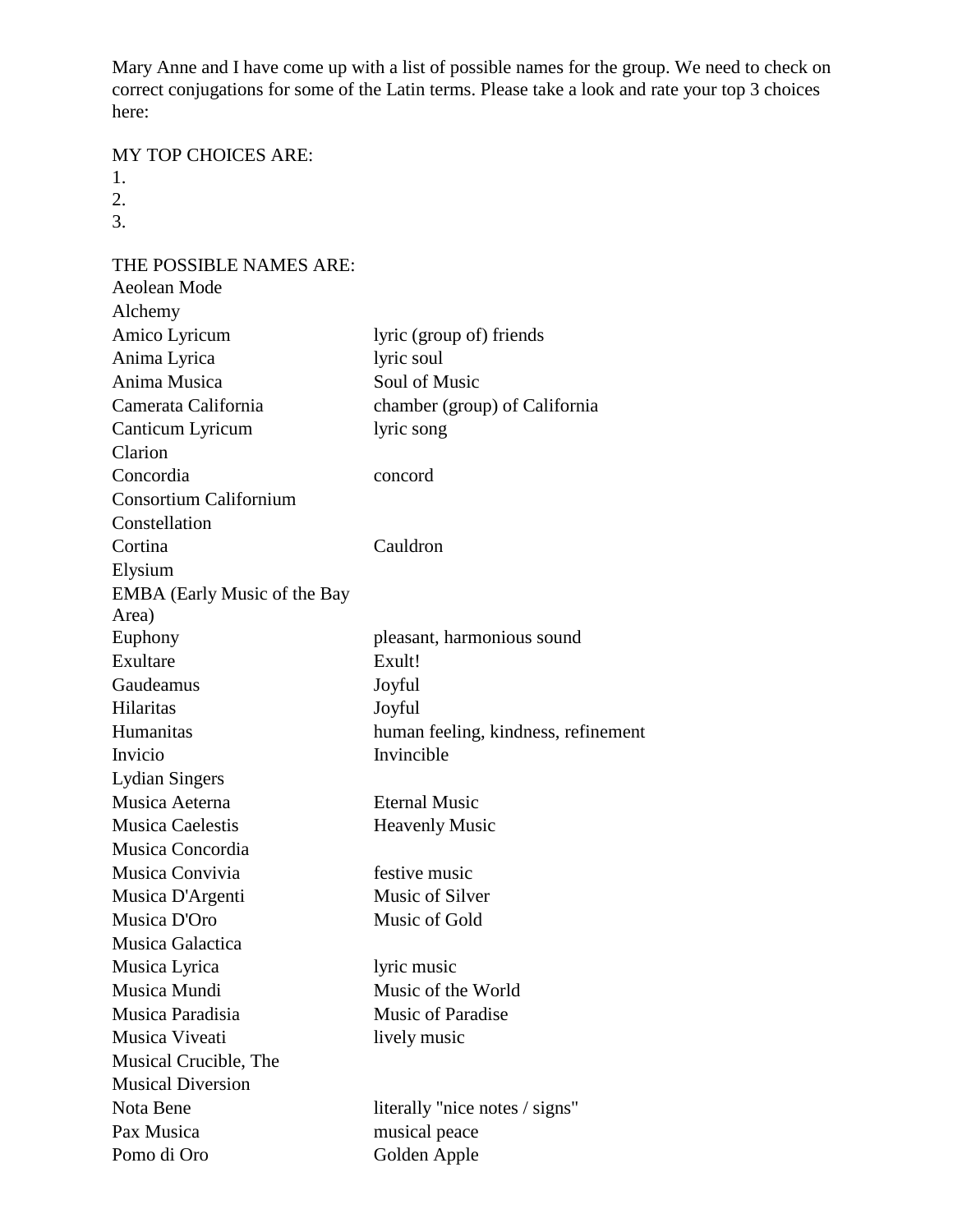Mary Anne and I have come up with a list of possible names for the group. We need to check on correct conjugations for some of the Latin terms. Please take a look and rate your top 3 choices here:

MY TOP CHOICES ARE:

1.
2.
3.

THE POSSIBLE NAMES ARE:

| | |
|---|---|
| Aeolean Mode | |
| Alchemy | |
| Amico Lyricum | lyric (group of) friends |
| Anima Lyrica | lyric soul |
| Anima Musica | Soul of Music |
| Camerata California | chamber (group) of California |
| Canticum Lyricum | lyric song |
| Clarion | |
| Concordia | concord |
| Consortium Californium | |
| Constellation | |
| Cortina | Cauldron |
| Elysium | |
| EMBA (Early Music of the Bay Area) | |
| Euphony | pleasant, harmonious sound |
| Exultare | Exult! |
| Gaudeamus | Joyful |
| Hilaritas | Joyful |
| Humanitas | human feeling, kindness, refinement |
| Invicio | Invincible |
| Lydian Singers | |
| Musica Aeterna | Eternal Music |
| Musica Caelestis | Heavenly Music |
| Musica Concordia | |
| Musica Convivia | festive music |
| Musica D'Argenti | Music of Silver |
| Musica D'Oro | Music of Gold |
| Musica Galactica | |
| Musica Lyrica | lyric music |
| Musica Mundi | Music of the World |
| Musica Paradisia | Music of Paradise |
| Musica Viveati | lively music |
| Musical Crucible, The | |
| Musical Diversion | |
| Nota Bene | literally "nice notes / signs" |
| Pax Musica | musical peace |
| Pomo di Oro | Golden Apple |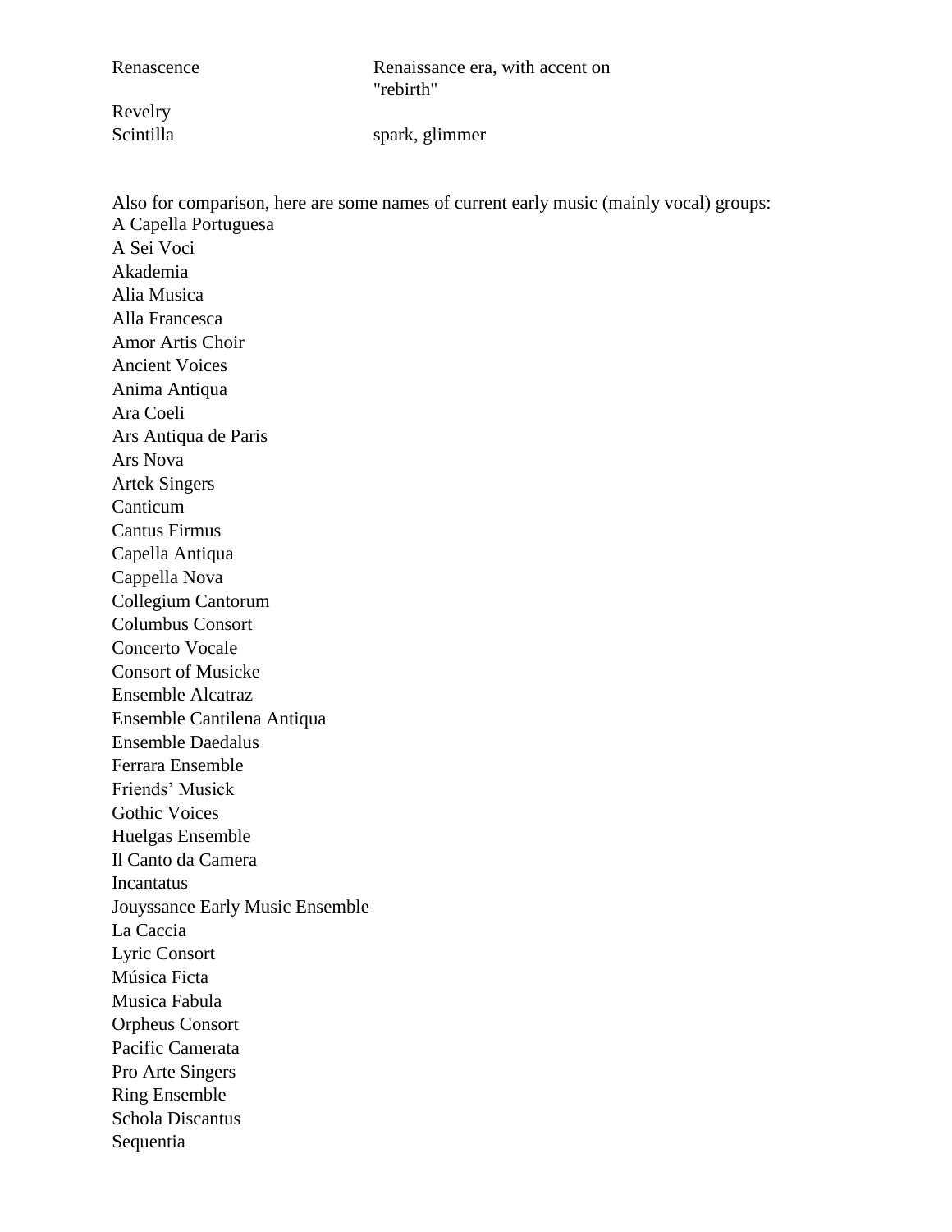| | |
|---|---|
| Renascence | Renaissance era, with accent on "rebirth" |
| Revelry | |
| Scintilla | spark, glimmer |

Also for comparison, here are some names of current early music (mainly vocal) groups:

A Capella Portuguesa
A Sei Voci
Akademia
Alia Musica
Alla Francesca
Amor Artis Choir
Ancient Voices
Anima Antiqua
Ara Coeli
Ars Antiqua de Paris
Ars Nova
Artek Singers
Canticum
Cantus Firmus
Capella Antiqua
Cappella Nova
Collegium Cantorum
Columbus Consort
Concerto Vocale
Consort of Musicke
Ensemble Alcatraz
Ensemble Cantilena Antiqua
Ensemble Daedalus
Ferrara Ensemble
Friends' Musick
Gothic Voices
Huelgas Ensemble
Il Canto da Camera
Incantatus
Jouyssance Early Music Ensemble
La Caccia
Lyric Consort
Música Ficta
Musica Fabula
Orpheus Consort
Pacific Camerata
Pro Arte Singers
Ring Ensemble
Schola Discantus
Sequentia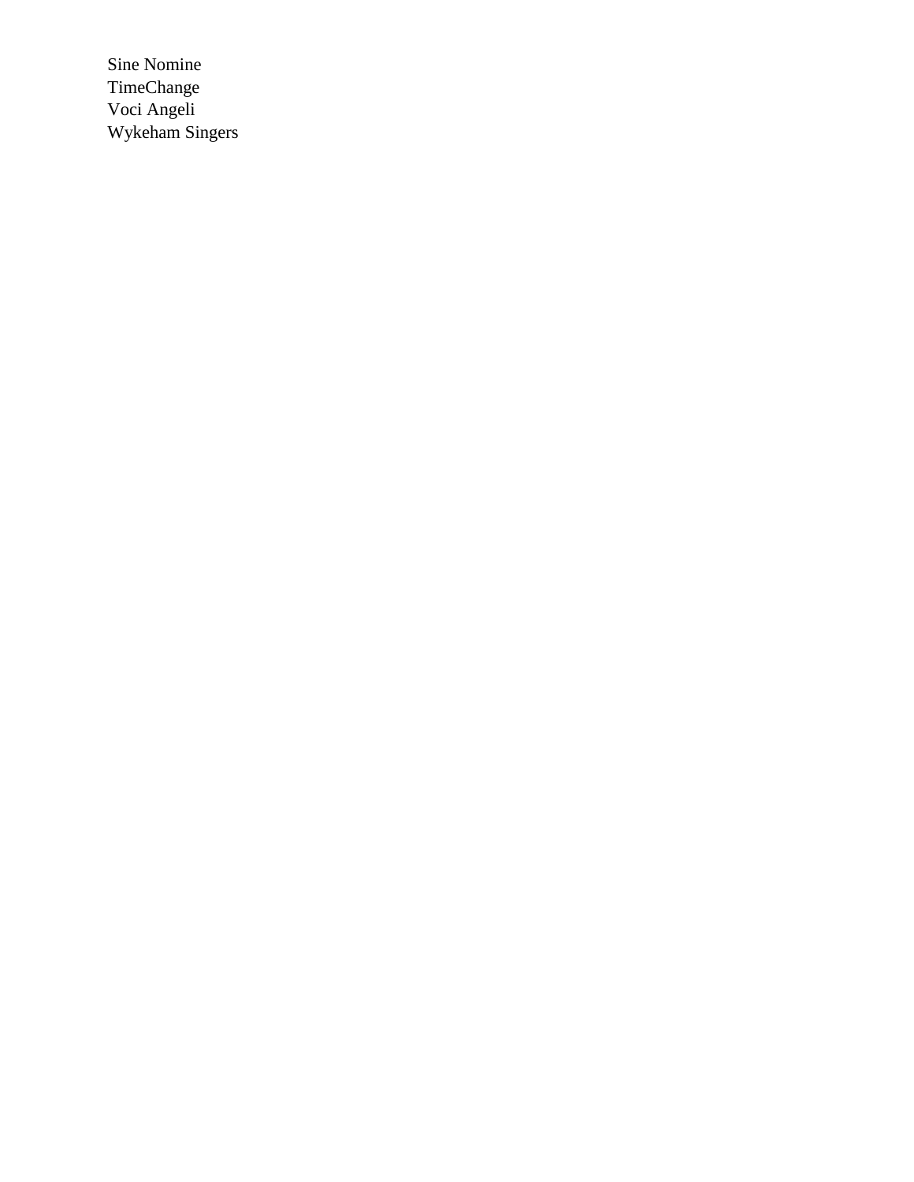Sine Nomine
TimeChange
Voci Angeli
Wykeham Singers